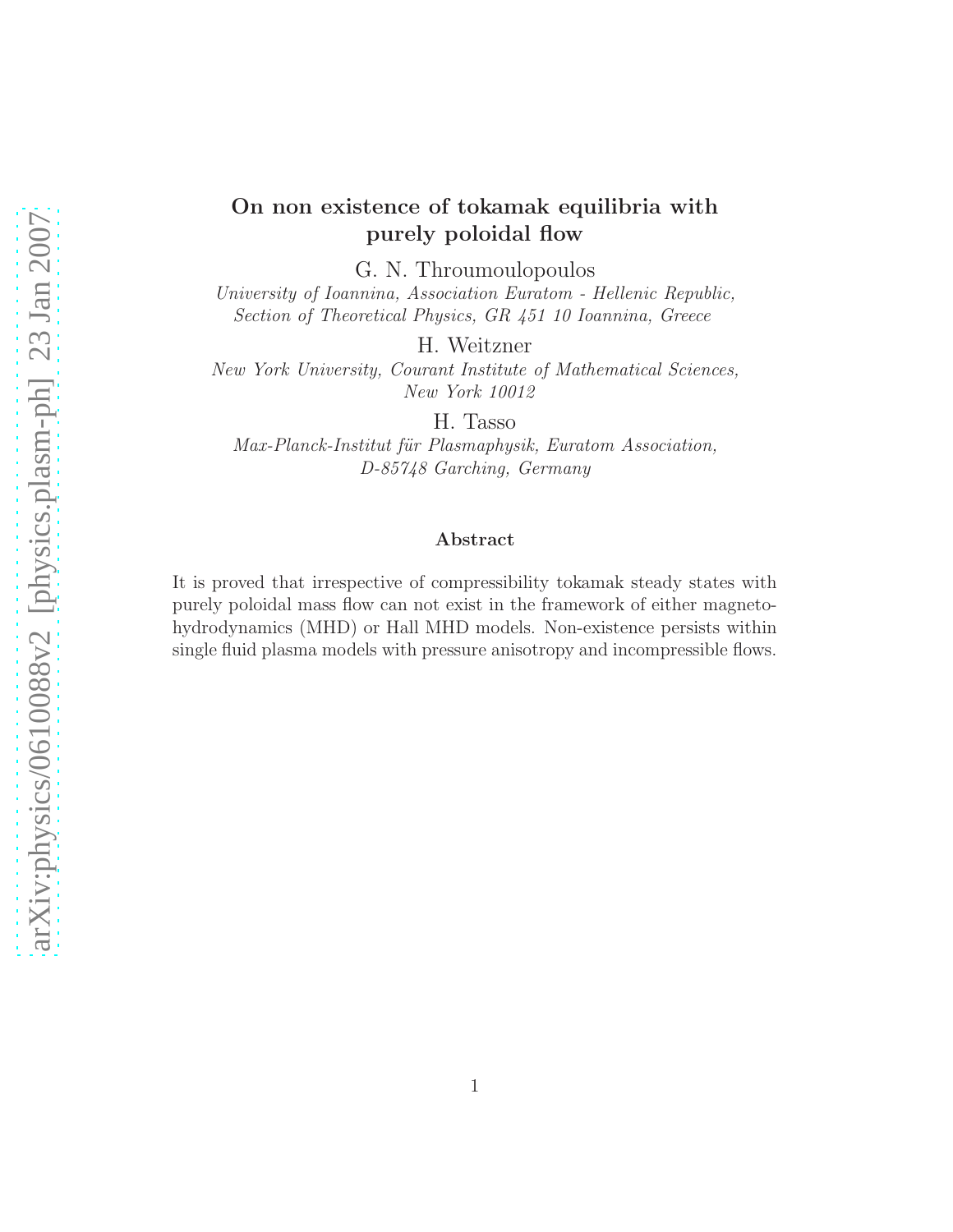# On non existence of tokamak equilibria with purely poloidal flow

G. N. Throumoulopoulos

*University of Ioannina, Association Euratom - Hellenic Republic, Section of Theoretical Physics, GR 451 10 Ioannina, Greece*

H. Weitzner

*New York University, Courant Institute of Mathematical Sciences, New York 10012*

H. Tasso

*Max-Planck-Institut für Plasmaphysik, Euratom Association, D-85748 Garching, Germany*

## Abstract

It is proved that irrespective of compressibility tokamak steady states with purely poloidal mass flow can not exist in the framework of either magnetohydrodynamics (MHD) or Hall MHD models. Non-existence persists within single fluid plasma models with pressure anisotropy and incompressible flows.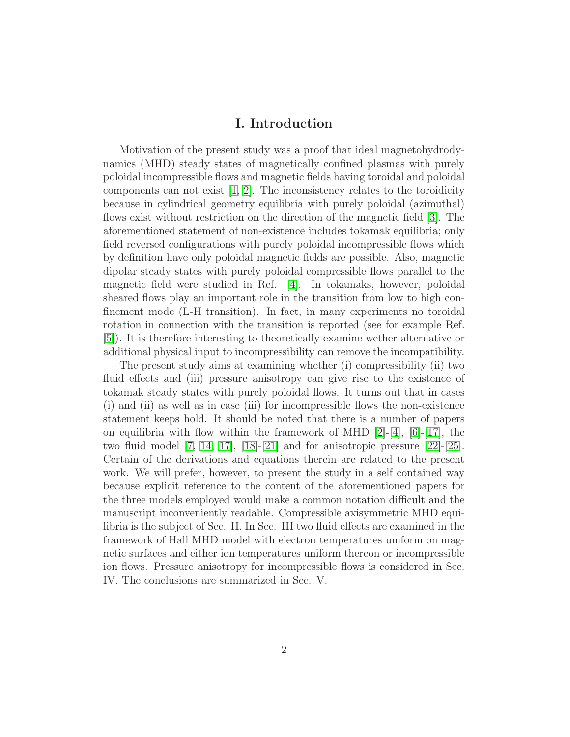# I. Introduction

Motivation of the present study was a proof that ideal magnetohydrodynamics (MHD) steady states of magnetically confined plasmas with purely poloidal incompressible flows and magnetic fields having toroidal and poloidal components can not exist [1, 2]. The inconsistency relates to the toroidicity because in cylindrical geometry equilibria with purely poloidal (azimuthal) flows exist without restriction on the direction of the magnetic field [3]. The aforementioned statement of non-existence includes tokamak equilibria; only field reversed configurations with purely poloidal incompressible flows which by definition have only poloidal magnetic fields are possible. Also, magnetic dipolar steady states with purely poloidal compressible flows parallel to the magnetic field were studied in Ref. [4]. In tokamaks, however, poloidal sheared flows play an important role in the transition from low to high confinement mode (L-H transition). In fact, in many experiments no toroidal rotation in connection with the transition is reported (see for example Ref. [5]). It is therefore interesting to theoretically examine wether alternative or additional physical input to incompressibility can remove the incompatibility.

The present study aims at examining whether (i) compressibility (ii) two fluid effects and (iii) pressure anisotropy can give rise to the existence of tokamak steady states with purely poloidal flows. It turns out that in cases (i) and (ii) as well as in case (iii) for incompressible flows the non-existence statement keeps hold. It should be noted that there is a number of papers on equilibria with flow within the framework of MHD [2]-[4], [6]-[17], the two fluid model [7, 14, 17], [18]-[21] and for anisotropic pressure [22]-[25]. Certain of the derivations and equations therein are related to the present work. We will prefer, however, to present the study in a self contained way because explicit reference to the content of the aforementioned papers for the three models employed would make a common notation difficult and the manuscript inconveniently readable. Compressible axisymmetric MHD equilibria is the subject of Sec. II. In Sec. III two fluid effects are examined in the framework of Hall MHD model with electron temperatures uniform on magnetic surfaces and either ion temperatures uniform thereon or incompressible ion flows. Pressure anisotropy for incompressible flows is considered in Sec. IV. The conclusions are summarized in Sec. V.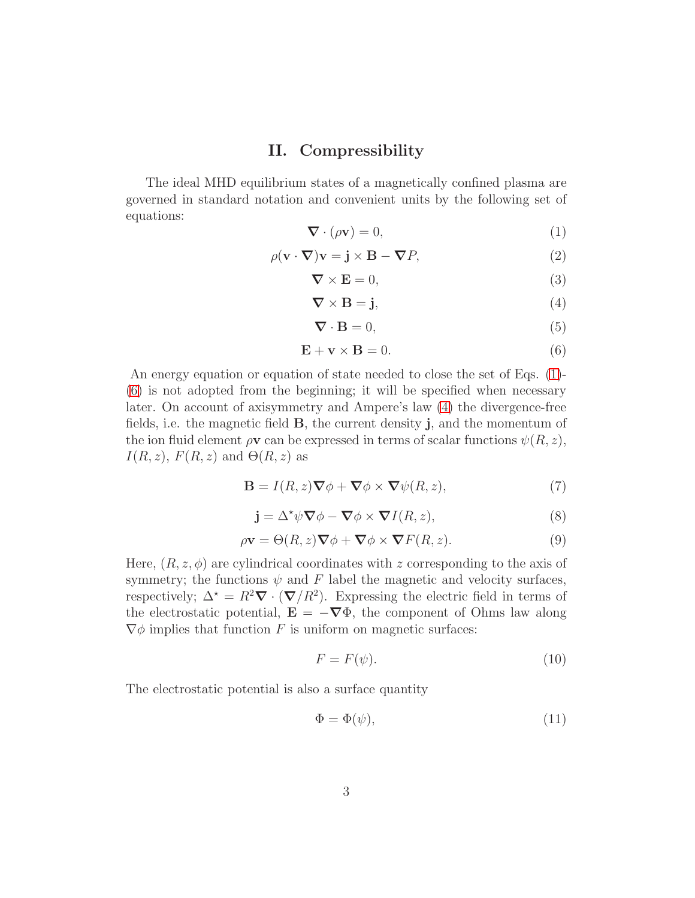## II. Compressibility

The ideal MHD equilibrium states of a magnetically confined plasma are governed in standard notation and convenient units by the following set of equations:

$$\boldsymbol{\nabla}\cdot(\rho\mathbf{v}) = 0, \tag{1}$$

$$\rho(\mathbf{v}\cdot\boldsymbol{\nabla})\mathbf{v} = \mathbf{j}\times\mathbf{B} - \boldsymbol{\nabla}P, \tag{2}$$

$$\boldsymbol{\nabla}\times\mathbf{E} = 0, \tag{3}$$

$$\boldsymbol{\nabla}\times\mathbf{B} = \mathbf{j}, \tag{4}$$

$$\boldsymbol{\nabla}\cdot\mathbf{B} = 0, \tag{5}$$

$$\mathbf{E} + \mathbf{v}\times\mathbf{B} = 0. \tag{6}$$

An energy equation or equation of state needed to close the set of Eqs. (1)-(6) is not adopted from the beginning; it will be specified when necessary later. On account of axisymmetry and Ampere's law (4) the divergence-free fields, i.e. the magnetic field $\mathbf{B}$, the current density $\mathbf{j}$, and the momentum of the ion fluid element $\rho\mathbf{v}$ can be expressed in terms of scalar functions $\psi(R,z)$, $I(R,z)$, $F(R,z)$ and $\Theta(R,z)$ as

$$\mathbf{B} = I(R,z)\boldsymbol{\nabla}\phi + \boldsymbol{\nabla}\phi\times\boldsymbol{\nabla}\psi(R,z), \tag{7}$$

$$\mathbf{j} = \Delta^{\star}\psi\boldsymbol{\nabla}\phi - \boldsymbol{\nabla}\phi\times\boldsymbol{\nabla}I(R,z), \tag{8}$$

$$\rho\mathbf{v} = \Theta(R,z)\boldsymbol{\nabla}\phi + \boldsymbol{\nabla}\phi\times\boldsymbol{\nabla}F(R,z). \tag{9}$$

Here, $(R,z,\phi)$ are cylindrical coordinates with $z$ corresponding to the axis of symmetry; the functions $\psi$ and $F$ label the magnetic and velocity surfaces, respectively; $\Delta^{\star} = R^2\boldsymbol{\nabla}\cdot(\boldsymbol{\nabla}/R^2)$. Expressing the electric field in terms of the electrostatic potential, $\mathbf{E} = -\boldsymbol{\nabla}\Phi$, the component of Ohms law along $\boldsymbol{\nabla}\phi$ implies that function $F$ is uniform on magnetic surfaces:

$$F = F(\psi). \tag{10}$$

The electrostatic potential is also a surface quantity

$$\Phi = \Phi(\psi), \tag{11}$$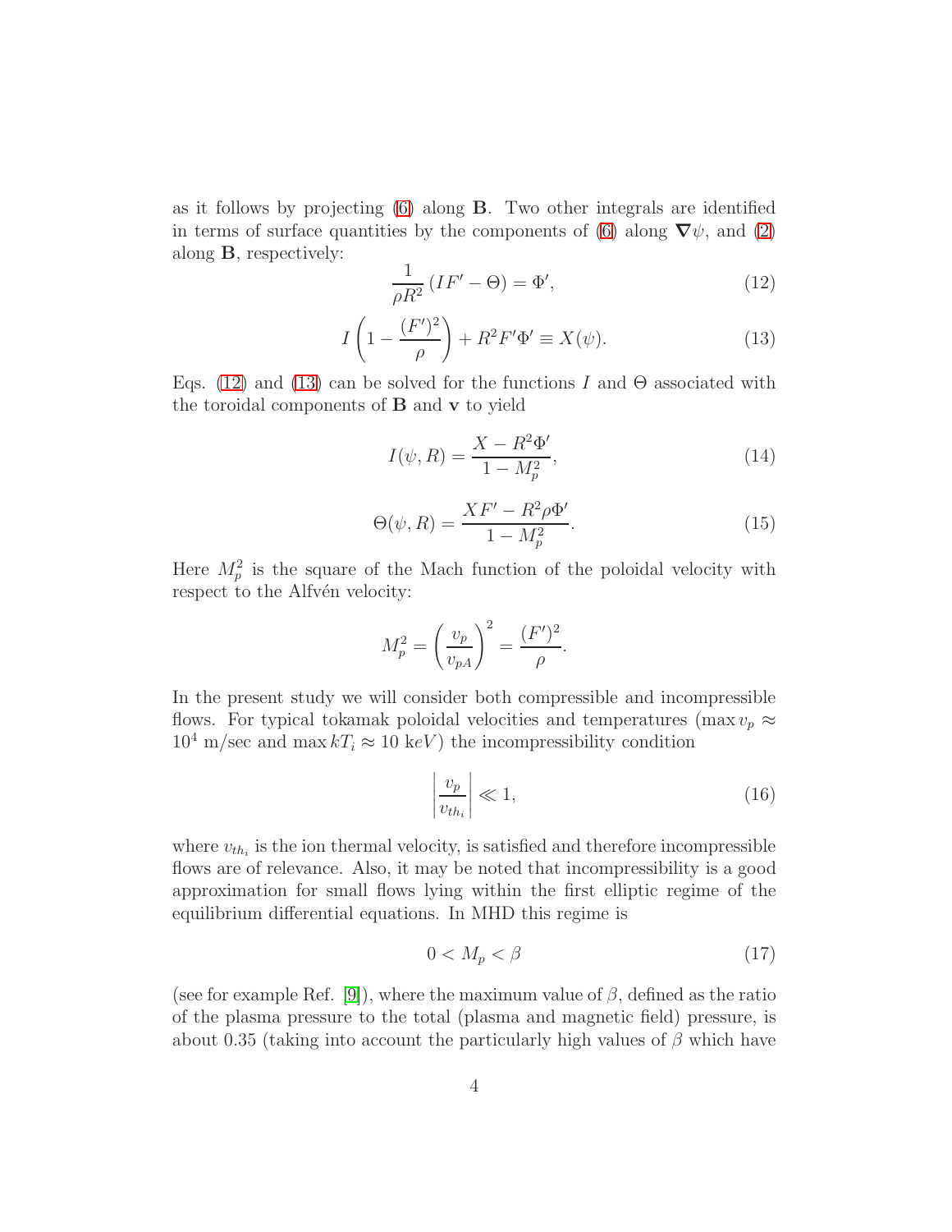as it follows by projecting (6) along $\mathbf{B}$. Two other integrals are identified in terms of surface quantities by the components of (6) along $\boldsymbol{\nabla}\psi$, and (2) along $\mathbf{B}$, respectively:

$$\frac{1}{\rho R^2}\left(IF' - \Theta\right) = \Phi', \tag{12}$$

$$I\left(1 - \frac{(F')^2}{\rho}\right) + R^2 F' \Phi' \equiv X(\psi). \tag{13}$$

Eqs. (12) and (13) can be solved for the functions $I$ and $\Theta$ associated with the toroidal components of $\mathbf{B}$ and $\mathbf{v}$ to yield

$$I(\psi, R) = \frac{X - R^2\Phi'}{1 - M_p^2}, \tag{14}$$

$$\Theta(\psi, R) = \frac{XF' - R^2\rho\Phi'}{1 - M_p^2}. \tag{15}$$

Here $M_p^2$ is the square of the Mach function of the poloidal velocity with respect to the Alfvén velocity:

$$M_p^2 = \left(\frac{v_p}{v_{pA}}\right)^2 = \frac{(F')^2}{\rho}.$$

In the present study we will consider both compressible and incompressible flows. For typical tokamak poloidal velocities and temperatures ($\max v_p \approx 10^4$ m/sec and $\max kT_i \approx 10$ keV) the incompressibility condition

$$\left|\frac{v_p}{v_{th_i}}\right| \ll 1, \tag{16}$$

where $v_{th_i}$ is the ion thermal velocity, is satisfied and therefore incompressible flows are of relevance. Also, it may be noted that incompressibility is a good approximation for small flows lying within the first elliptic regime of the equilibrium differential equations. In MHD this regime is

$$0 < M_p < \beta \tag{17}$$

(see for example Ref. [9]), where the maximum value of $\beta$, defined as the ratio of the plasma pressure to the total (plasma and magnetic field) pressure, is about 0.35 (taking into account the particularly high values of $\beta$ which have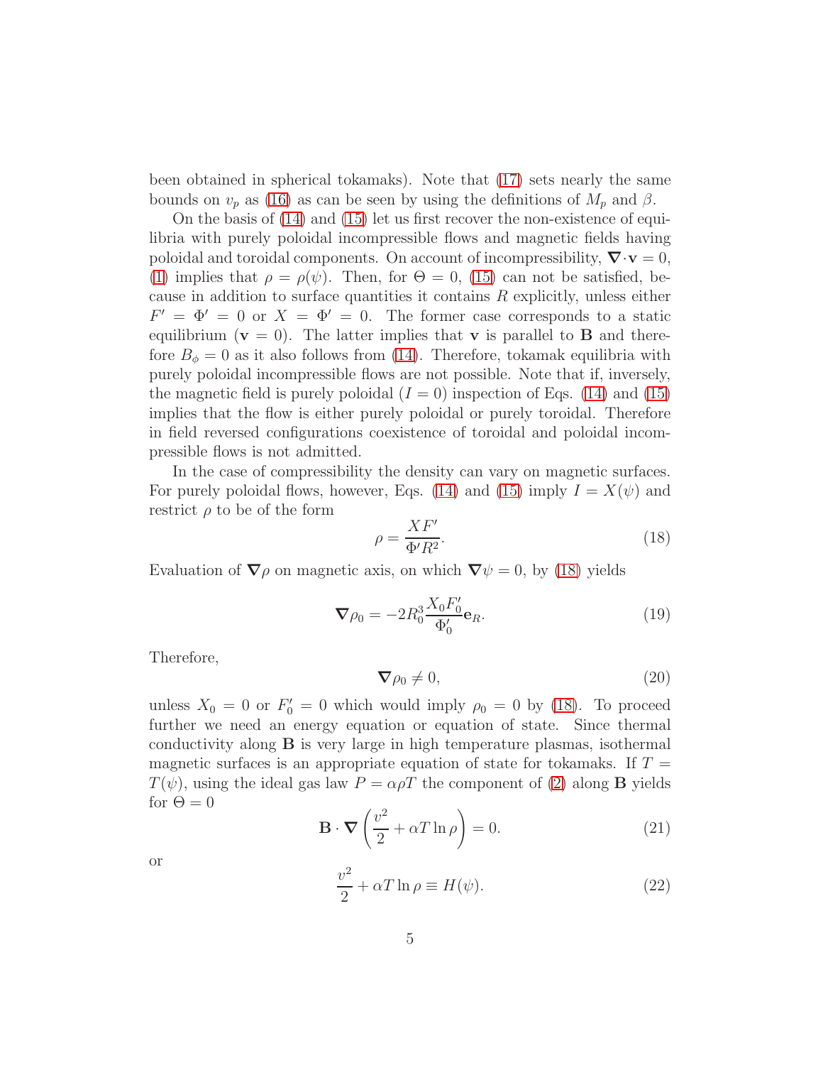been obtained in spherical tokamaks). Note that (17) sets nearly the same bounds on $v_p$ as (16) as can be seen by using the definitions of $M_p$ and $\beta$.

On the basis of (14) and (15) let us first recover the non-existence of equilibria with purely poloidal incompressible flows and magnetic fields having poloidal and toroidal components. On account of incompressibility, $\boldsymbol{\nabla}\cdot\mathbf{v} = 0$, (1) implies that $\rho = \rho(\psi)$. Then, for $\Theta = 0$, (15) can not be satisfied, because in addition to surface quantities it contains $R$ explicitly, unless either $F' = \Phi' = 0$ or $X = \Phi' = 0$. The former case corresponds to a static equilibrium ($\mathbf{v} = 0$). The latter implies that $\mathbf{v}$ is parallel to $\mathbf{B}$ and therefore $B_\phi = 0$ as it also follows from (14). Therefore, tokamak equilibria with purely poloidal incompressible flows are not possible. Note that if, inversely, the magnetic field is purely poloidal ($I = 0$) inspection of Eqs. (14) and (15) implies that the flow is either purely poloidal or purely toroidal. Therefore in field reversed configurations coexistence of toroidal and poloidal incompressible flows is not admitted.

In the case of compressibility the density can vary on magnetic surfaces. For purely poloidal flows, however, Eqs. (14) and (15) imply $I = X(\psi)$ and restrict $\rho$ to be of the form

$$\rho = \frac{XF'}{\Phi' R^2}. \tag{18}$$

Evaluation of $\boldsymbol{\nabla}\rho$ on magnetic axis, on which $\boldsymbol{\nabla}\psi = 0$, by (18) yields

$$\boldsymbol{\nabla}\rho_0 = -2R_0^3 \frac{X_0 F_0'}{\Phi_0'} \mathbf{e}_R. \tag{19}$$

Therefore,

$$\boldsymbol{\nabla}\rho_0 \neq 0, \tag{20}$$

unless $X_0 = 0$ or $F_0' = 0$ which would imply $\rho_0 = 0$ by (18). To proceed further we need an energy equation or equation of state. Since thermal conductivity along $\mathbf{B}$ is very large in high temperature plasmas, isothermal magnetic surfaces is an appropriate equation of state for tokamaks. If $T = T(\psi)$, using the ideal gas law $P = \alpha\rho T$ the component of (2) along $\mathbf{B}$ yields for $\Theta = 0$

$$\mathbf{B}\cdot\boldsymbol{\nabla}\left(\frac{v^2}{2} + \alpha T \ln \rho\right) = 0. \tag{21}$$

or

$$\frac{v^2}{2} + \alpha T \ln \rho \equiv H(\psi). \tag{22}$$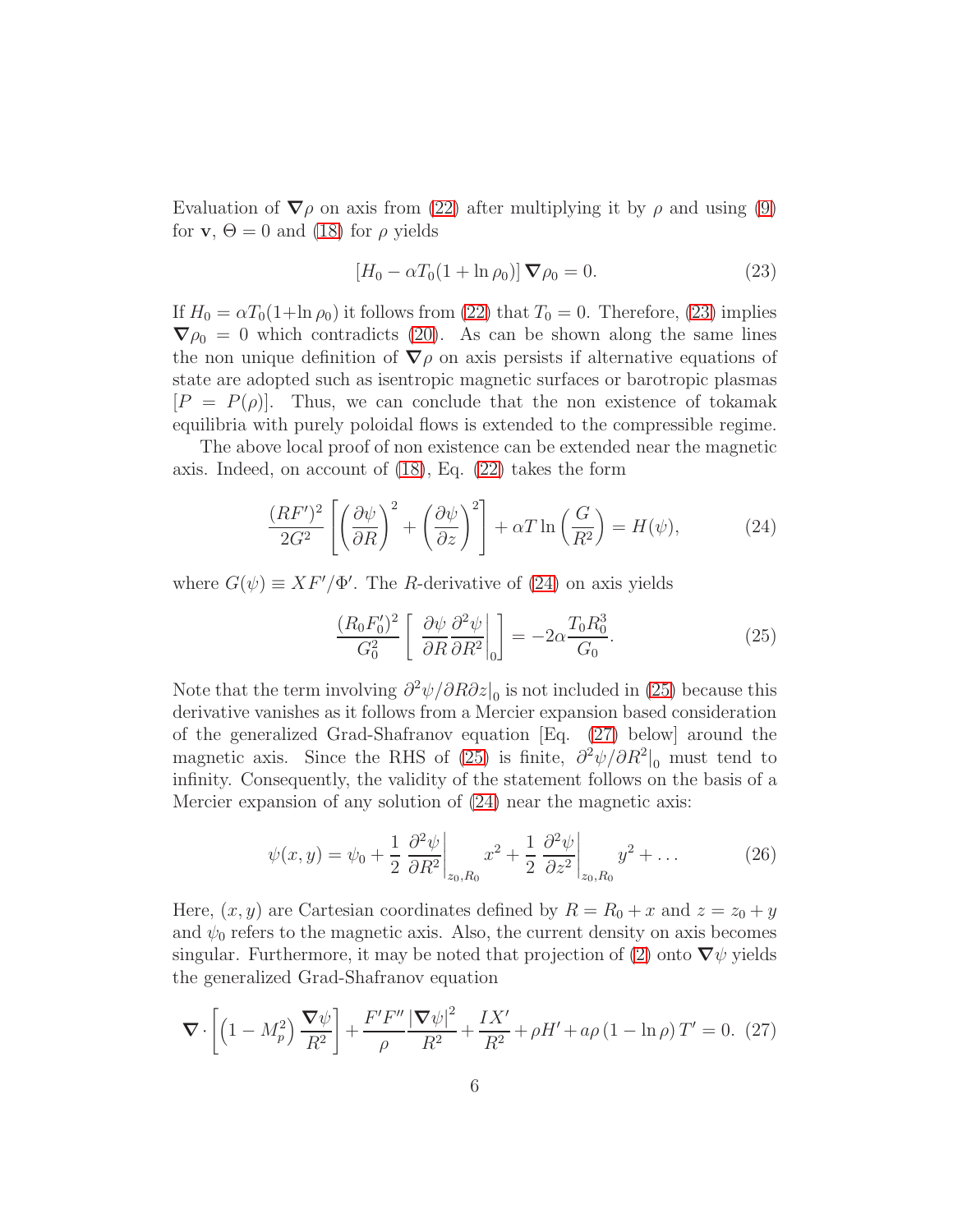Evaluation of $\boldsymbol{\nabla}\rho$ on axis from (22) after multiplying it by $\rho$ and using (9) for $\mathbf{v}$, $\Theta = 0$ and (18) for $\rho$ yields

$$
\left[H_0 - \alpha T_0(1 + \ln\rho_0)\right] \boldsymbol{\nabla}\rho_0 = 0. \tag{23}
$$

If $H_0 = \alpha T_0(1+\ln\rho_0)$ it follows from (22) that $T_0 = 0$. Therefore, (23) implies $\boldsymbol{\nabla}\rho_0 = 0$ which contradicts (20). As can be shown along the same lines the non unique definition of $\boldsymbol{\nabla}\rho$ on axis persists if alternative equations of state are adopted such as isentropic magnetic surfaces or barotropic plasmas [$P = P(\rho)$]. Thus, we can conclude that the non existence of tokamak equilibria with purely poloidal flows is extended to the compressible regime.

The above local proof of non existence can be extended near the magnetic axis. Indeed, on account of (18), Eq. (22) takes the form

$$
\frac{(RF')^2}{2G^2}\left[\left(\frac{\partial\psi}{\partial R}\right)^2 + \left(\frac{\partial\psi}{\partial z}\right)^2\right] + \alpha T \ln\left(\frac{G}{R^2}\right) = H(\psi), \tag{24}
$$

where $G(\psi) \equiv XF'/\Phi'$. The $R$-derivative of (24) on axis yields

$$
\frac{(R_0F_0')^2}{G_0^2}\left[\left.\frac{\partial\psi}{\partial R}\frac{\partial^2\psi}{\partial R^2}\right|_0\right] = -2\alpha\frac{T_0R_0^3}{G_0}. \tag{25}
$$

Note that the term involving $\left.\partial^2\psi/\partial R\partial z\right|_0$ is not included in (25) because this derivative vanishes as it follows from a Mercier expansion based consideration of the generalized Grad-Shafranov equation [Eq. (27) below] around the magnetic axis. Since the RHS of (25) is finite, $\left.\partial^2\psi/\partial R^2\right|_0$ must tend to infinity. Consequently, the validity of the statement follows on the basis of a Mercier expansion of any solution of (24) near the magnetic axis:

$$
\psi(x,y) = \psi_0 + \frac{1}{2}\left.\frac{\partial^2\psi}{\partial R^2}\right|_{z_0,R_0} x^2 + \frac{1}{2}\left.\frac{\partial^2\psi}{\partial z^2}\right|_{z_0,R_0} y^2 + \dots \tag{26}
$$

Here, $(x, y)$ are Cartesian coordinates defined by $R = R_0 + x$ and $z = z_0 + y$ and $\psi_0$ refers to the magnetic axis. Also, the current density on axis becomes singular. Furthermore, it may be noted that projection of (2) onto $\boldsymbol{\nabla}\psi$ yields the generalized Grad-Shafranov equation

$$
\boldsymbol{\nabla}\cdot\left[\left(1 - M_p^2\right)\frac{\boldsymbol{\nabla}\psi}{R^2}\right] + \frac{F'F''}{\rho}\frac{|\boldsymbol{\nabla}\psi|^2}{R^2} + \frac{IX'}{R^2} + \rho H' + a\rho\left(1 - \ln\rho\right)T' = 0. \tag{27}
$$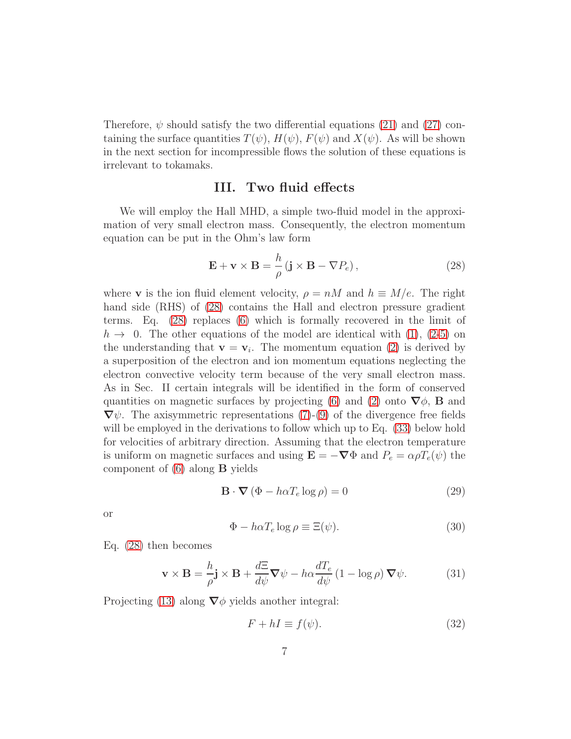Therefore, $\psi$ should satisfy the two differential equations (21) and (27) containing the surface quantities $T(\psi)$, $H(\psi)$, $F(\psi)$ and $X(\psi)$. As will be shown in the next section for incompressible flows the solution of these equations is irrelevant to tokamaks.

## III. Two fluid effects

We will employ the Hall MHD, a simple two-fluid model in the approximation of very small electron mass. Consequently, the electron momentum equation can be put in the Ohm's law form

$$\mathbf{E} + \mathbf{v} \times \mathbf{B} = \frac{h}{\rho} \left( \mathbf{j} \times \mathbf{B} - \nabla P_e \right), \tag{28}$$

where $\mathbf{v}$ is the ion fluid element velocity, $\rho = nM$ and $h \equiv M/e$. The right hand side (RHS) of (28) contains the Hall and electron pressure gradient terms. Eq. (28) replaces (6) which is formally recovered in the limit of $h \to 0$. The other equations of the model are identical with (1), (2-5) on the understanding that $\mathbf{v} = \mathbf{v}_i$. The momentum equation (2) is derived by a superposition of the electron and ion momentum equations neglecting the electron convective velocity term because of the very small electron mass. As in Sec. II certain integrals will be identified in the form of conserved quantities on magnetic surfaces by projecting (6) and (2) onto $\boldsymbol{\nabla}\phi$, $\mathbf{B}$ and $\boldsymbol{\nabla}\psi$. The axisymmetric representations (7)-(9) of the divergence free fields will be employed in the derivations to follow which up to Eq. (33) below hold for velocities of arbitrary direction. Assuming that the electron temperature is uniform on magnetic surfaces and using $\mathbf{E} = -\boldsymbol{\nabla}\Phi$ and $P_e = \alpha\rho T_e(\psi)$ the component of (6) along $\mathbf{B}$ yields

$$\mathbf{B} \cdot \boldsymbol{\nabla} \left( \Phi - h\alpha T_e \log \rho \right) = 0 \tag{29}$$

or

$$\Phi - h\alpha T_e \log \rho \equiv \Xi(\psi). \tag{30}$$

Eq. (28) then becomes

$$\mathbf{v} \times \mathbf{B} = \frac{h}{\rho}\mathbf{j} \times \mathbf{B} + \frac{d\Xi}{d\psi}\boldsymbol{\nabla}\psi - h\alpha\frac{dT_e}{d\psi}\left(1 - \log \rho\right)\boldsymbol{\nabla}\psi. \tag{31}$$

Projecting (13) along $\boldsymbol{\nabla}\phi$ yields another integral:

$$F + hI \equiv f(\psi). \tag{32}$$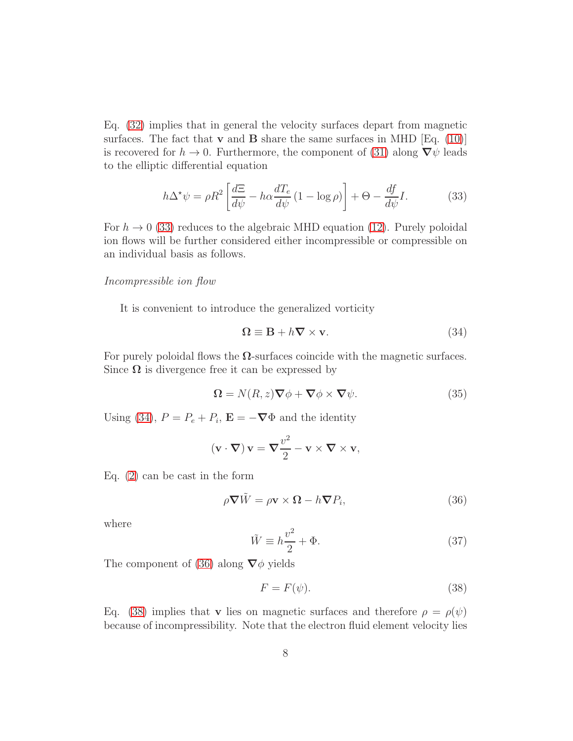Eq. (32) implies that in general the velocity surfaces depart from magnetic surfaces. The fact that $\mathbf{v}$ and $\mathbf{B}$ share the same surfaces in MHD [Eq. (10)] is recovered for $h \to 0$. Furthermore, the component of (31) along $\boldsymbol{\nabla}\psi$ leads to the elliptic differential equation

$$h\Delta^{\star}\psi = \rho R^2 \left[\frac{d\Xi}{d\psi} - h\alpha \frac{dT_e}{d\psi}\left(1 - \log\rho\right)\right] + \Theta - \frac{df}{d\psi}I. \tag{33}$$

For $h \to 0$ (33) reduces to the algebraic MHD equation (12). Purely poloidal ion flows will be further considered either incompressible or compressible on an individual basis as follows.

*Incompressible ion flow*

It is convenient to introduce the generalized vorticity

$$\boldsymbol{\Omega} \equiv \mathbf{B} + h\boldsymbol{\nabla} \times \mathbf{v}. \tag{34}$$

For purely poloidal flows the $\boldsymbol{\Omega}$-surfaces coincide with the magnetic surfaces. Since $\boldsymbol{\Omega}$ is divergence free it can be expressed by

$$\boldsymbol{\Omega} = N(R,z)\boldsymbol{\nabla}\phi + \boldsymbol{\nabla}\phi \times \boldsymbol{\nabla}\psi. \tag{35}$$

Using (34), $P = P_e + P_i$, $\mathbf{E} = -\boldsymbol{\nabla}\Phi$ and the identity

$$\left(\mathbf{v}\cdot\boldsymbol{\nabla}\right)\mathbf{v} = \boldsymbol{\nabla}\frac{v^2}{2} - \mathbf{v}\times\boldsymbol{\nabla}\times\mathbf{v},$$

Eq. (2) can be cast in the form

$$\rho\boldsymbol{\nabla}\tilde{W} = \rho\mathbf{v}\times\boldsymbol{\Omega} - h\boldsymbol{\nabla}P_i, \tag{36}$$

where

$$\tilde{W} \equiv h\frac{v^2}{2} + \Phi. \tag{37}$$

The component of (36) along $\boldsymbol{\nabla}\phi$ yields

$$F = F(\psi). \tag{38}$$

Eq. (38) implies that $\mathbf{v}$ lies on magnetic surfaces and therefore $\rho = \rho(\psi)$ because of incompressibility. Note that the electron fluid element velocity lies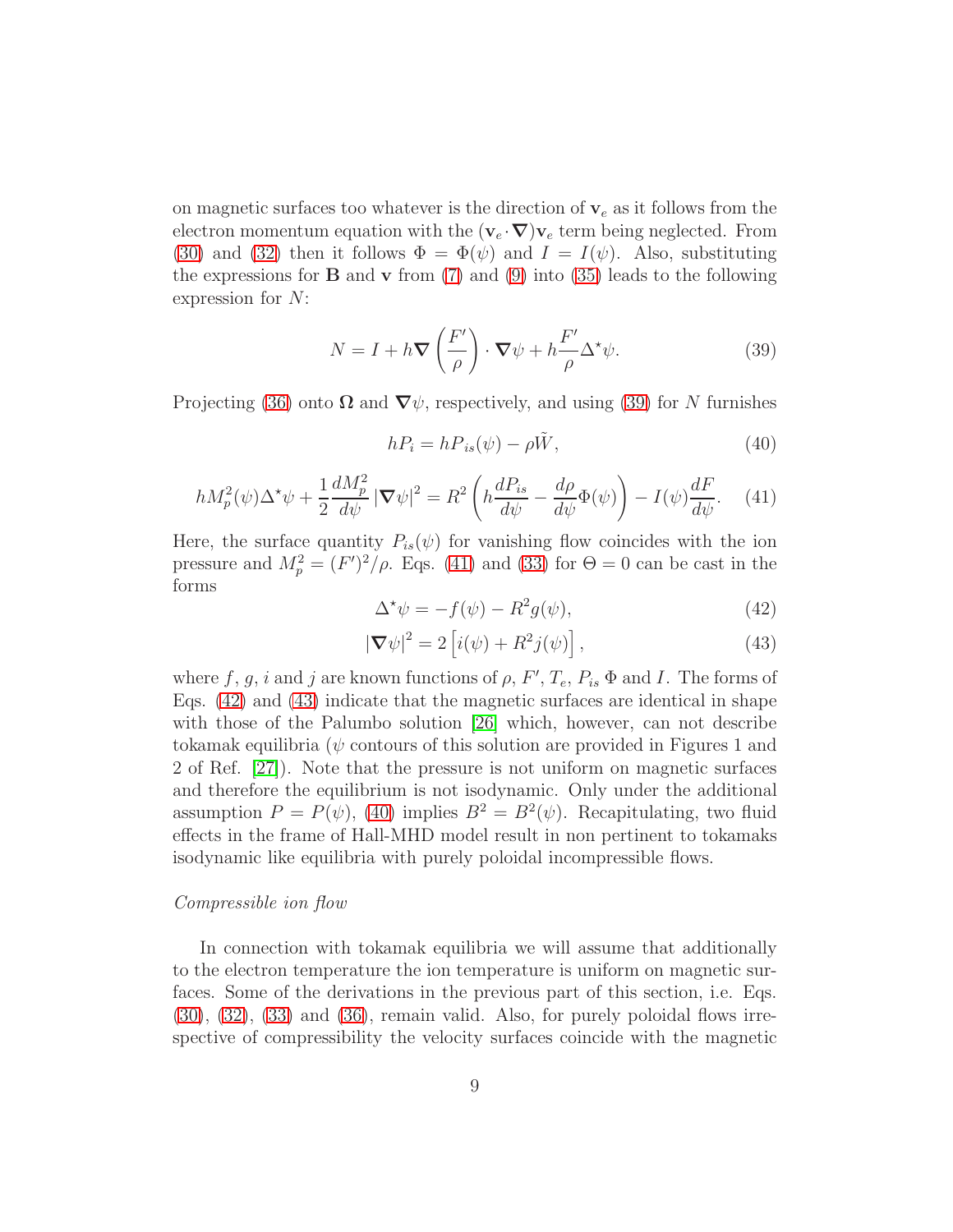on magnetic surfaces too whatever is the direction of $\mathbf{v}_e$ as it follows from the electron momentum equation with the $(\mathbf{v}_e \cdot \boldsymbol{\nabla})\mathbf{v}_e$ term being neglected. From (30) and (32) then it follows $\Phi = \Phi(\psi)$ and $I = I(\psi)$. Also, substituting the expressions for $\mathbf{B}$ and $\mathbf{v}$ from (7) and (9) into (35) leads to the following expression for $N$:

$$N = I + h\boldsymbol{\nabla}\left(\frac{F'}{\rho}\right) \cdot \boldsymbol{\nabla}\psi + h\frac{F'}{\rho}\Delta^{\star}\psi. \tag{39}$$

Projecting (36) onto $\boldsymbol{\Omega}$ and $\boldsymbol{\nabla}\psi$, respectively, and using (39) for $N$ furnishes

$$hP_i = hP_{is}(\psi) - \rho\tilde{W}, \tag{40}$$

$$hM_p^2(\psi)\Delta^{\star}\psi + \frac{1}{2}\frac{dM_p^2}{d\psi}\left|\boldsymbol{\nabla}\psi\right|^2 = R^2\left(h\frac{dP_{is}}{d\psi} - \frac{d\rho}{d\psi}\Phi(\psi)\right) - I(\psi)\frac{dF}{d\psi}. \tag{41}$$

Here, the surface quantity $P_{is}(\psi)$ for vanishing flow coincides with the ion pressure and $M_p^2 = (F')^2/\rho$. Eqs. (41) and (33) for $\Theta = 0$ can be cast in the forms

$$\Delta^{\star}\psi = -f(\psi) - R^2 g(\psi), \tag{42}$$

$$\left|\boldsymbol{\nabla}\psi\right|^2 = 2\left[i(\psi) + R^2 j(\psi)\right], \tag{43}$$

where $f$, $g$, $i$ and $j$ are known functions of $\rho$, $F'$, $T_e$, $P_{is}$ $\Phi$ and $I$. The forms of Eqs. (42) and (43) indicate that the magnetic surfaces are identical in shape with those of the Palumbo solution [26] which, however, can not describe tokamak equilibria ($\psi$ contours of this solution are provided in Figures 1 and 2 of Ref. [27]). Note that the pressure is not uniform on magnetic surfaces and therefore the equilibrium is not isodynamic. Only under the additional assumption $P = P(\psi)$, (40) implies $B^2 = B^2(\psi)$. Recapitulating, two fluid effects in the frame of Hall-MHD model result in non pertinent to tokamaks isodynamic like equilibria with purely poloidal incompressible flows.

*Compressible ion flow*

In connection with tokamak equilibria we will assume that additionally to the electron temperature the ion temperature is uniform on magnetic surfaces. Some of the derivations in the previous part of this section, i.e. Eqs. (30), (32), (33) and (36), remain valid. Also, for purely poloidal flows irrespective of compressibility the velocity surfaces coincide with the magnetic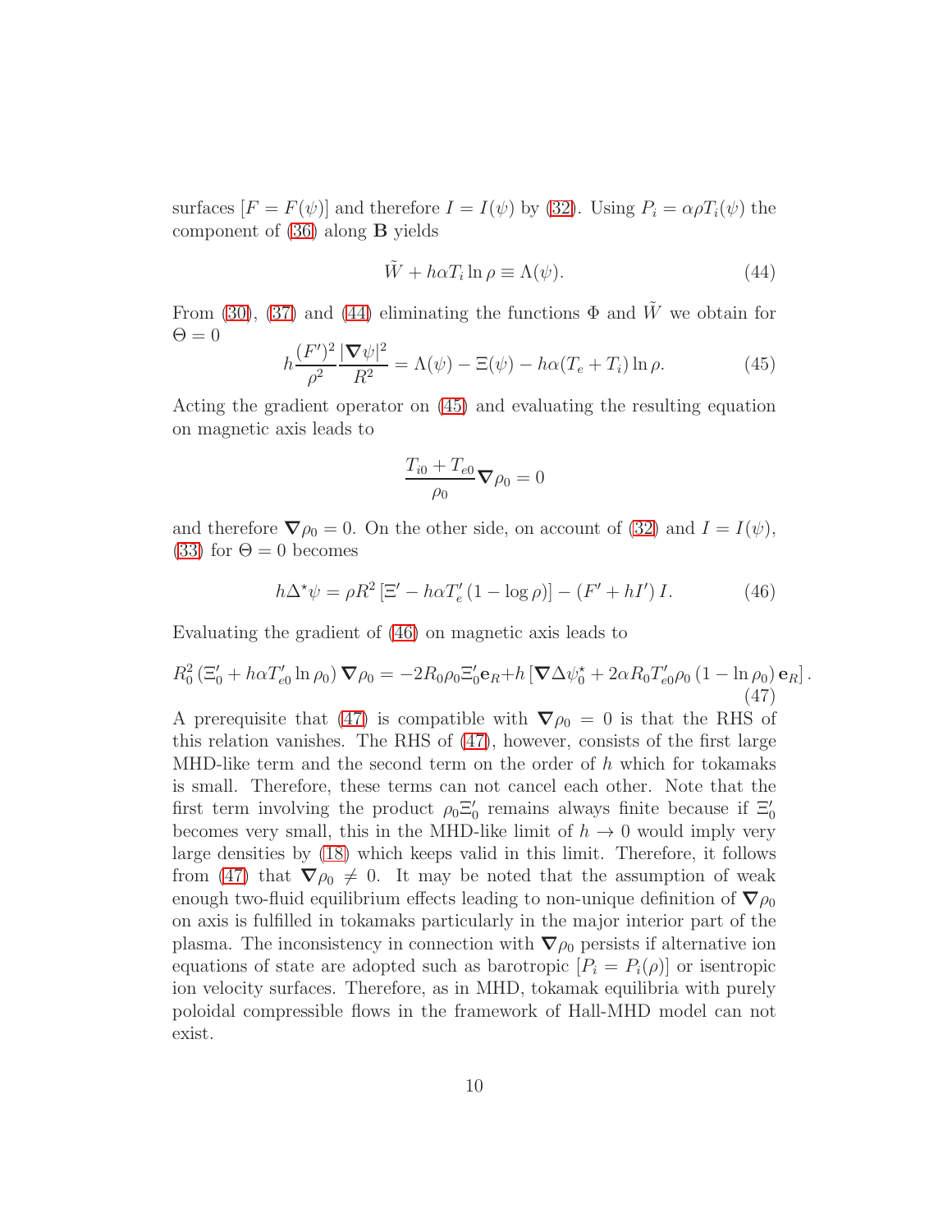surfaces $[F = F(\psi)]$ and therefore $I = I(\psi)$ by (32). Using $P_i = \alpha\rho T_i(\psi)$ the component of (36) along $\mathbf{B}$ yields

$$\tilde{W} + h\alpha T_i \ln\rho \equiv \Lambda(\psi). \tag{44}$$

From (30), (37) and (44) eliminating the functions $\Phi$ and $\tilde{W}$ we obtain for $\Theta = 0$

$$h\frac{(F')^2}{\rho^2}\frac{|\boldsymbol{\nabla}\psi|^2}{R^2} = \Lambda(\psi) - \Xi(\psi) - h\alpha(T_e + T_i)\ln\rho. \tag{45}$$

Acting the gradient operator on (45) and evaluating the resulting equation on magnetic axis leads to

$$\frac{T_{i0} + T_{e0}}{\rho_0}\boldsymbol{\nabla}\rho_0 = 0$$

and therefore $\boldsymbol{\nabla}\rho_0 = 0$. On the other side, on account of (32) and $I = I(\psi)$, (33) for $\Theta = 0$ becomes

$$h\Delta^\star\psi = \rho R^2\left[\Xi' - h\alpha T_e'\left(1 - \log\rho\right)\right] - \left(F' + hI'\right)I. \tag{46}$$

Evaluating the gradient of (46) on magnetic axis leads to

$$R_0^2\left(\Xi_0' + h\alpha T_{e0}'\ln\rho_0\right)\boldsymbol{\nabla}\rho_0 = -2R_0\rho_0\Xi_0'\mathbf{e}_R + h\left[\boldsymbol{\nabla}\Delta\psi_0^\star + 2\alpha R_0 T_{e0}'\rho_0\left(1 - \ln\rho_0\right)\mathbf{e}_R\right]. \tag{47}$$

A prerequisite that (47) is compatible with $\boldsymbol{\nabla}\rho_0 = 0$ is that the RHS of this relation vanishes. The RHS of (47), however, consists of the first large MHD-like term and the second term on the order of $h$ which for tokamaks is small. Therefore, these terms can not cancel each other. Note that the first term involving the product $\rho_0\Xi_0'$ remains always finite because if $\Xi_0'$ becomes very small, this in the MHD-like limit of $h \to 0$ would imply very large densities by (18) which keeps valid in this limit. Therefore, it follows from (47) that $\boldsymbol{\nabla}\rho_0 \neq 0$. It may be noted that the assumption of weak enough two-fluid equilibrium effects leading to non-unique definition of $\boldsymbol{\nabla}\rho_0$ on axis is fulfilled in tokamaks particularly in the major interior part of the plasma. The inconsistency in connection with $\boldsymbol{\nabla}\rho_0$ persists if alternative ion equations of state are adopted such as barotropic $[P_i = P_i(\rho)]$ or isentropic ion velocity surfaces. Therefore, as in MHD, tokamak equilibria with purely poloidal compressible flows in the framework of Hall-MHD model can not exist.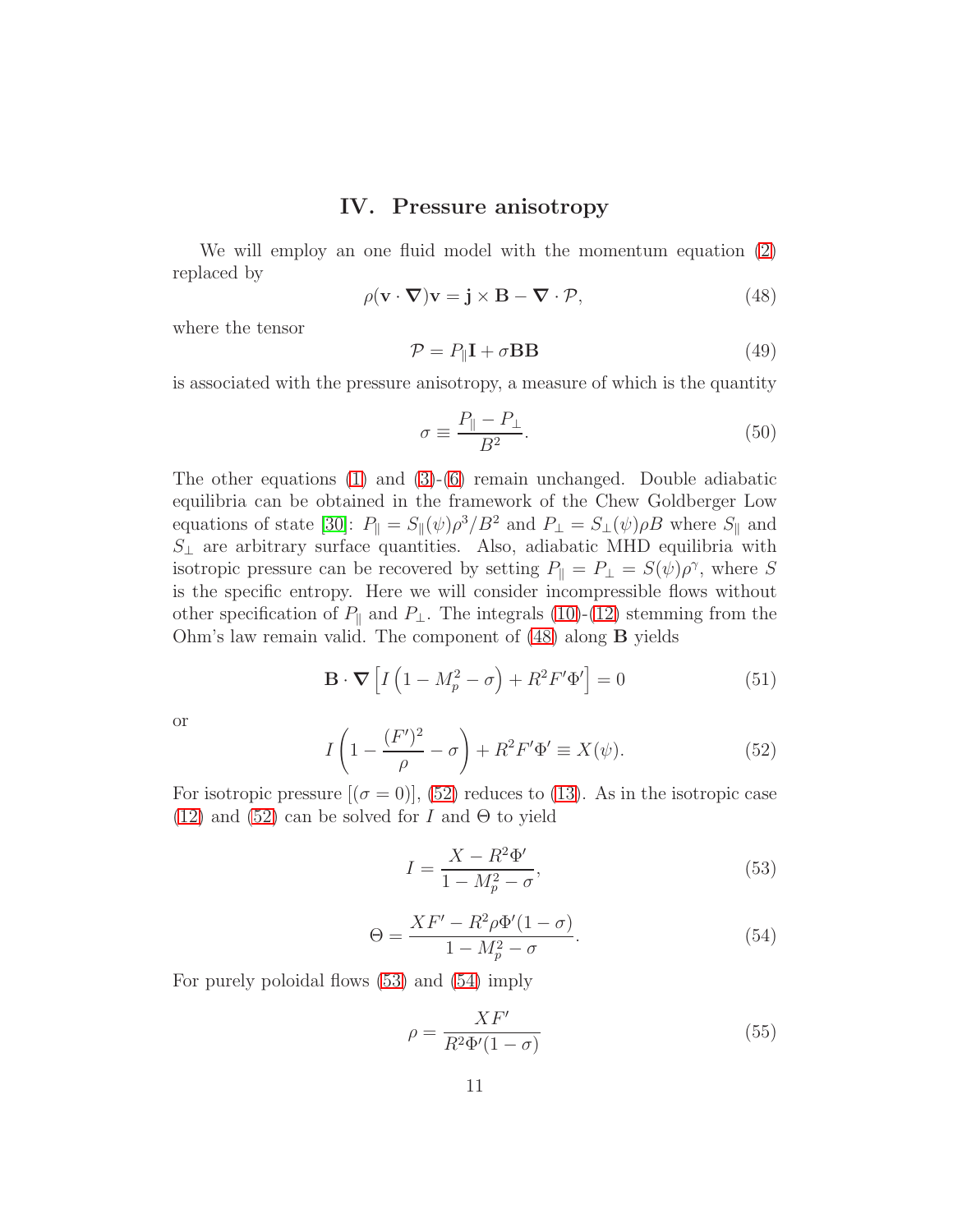## IV. Pressure anisotropy

We will employ an one fluid model with the momentum equation (2) replaced by

$$\rho(\mathbf{v}\cdot\boldsymbol{\nabla})\mathbf{v} = \mathbf{j}\times\mathbf{B} - \boldsymbol{\nabla}\cdot\mathcal{P}, \tag{48}$$

where the tensor

$$\mathcal{P} = P_{\parallel}\mathbf{I} + \sigma\mathbf{B}\mathbf{B} \tag{49}$$

is associated with the pressure anisotropy, a measure of which is the quantity

$$\sigma \equiv \frac{P_{\parallel} - P_{\perp}}{B^2}. \tag{50}$$

The other equations (1) and (3)-(6) remain unchanged. Double adiabatic equilibria can be obtained in the framework of the Chew Goldberger Low equations of state [30]: $P_{\parallel} = S_{\parallel}(\psi)\rho^3/B^2$ and $P_{\perp} = S_{\perp}(\psi)\rho B$ where $S_{\parallel}$ and $S_{\perp}$ are arbitrary surface quantities. Also, adiabatic MHD equilibria with isotropic pressure can be recovered by setting $P_{\parallel} = P_{\perp} = S(\psi)\rho^{\gamma}$, where $S$ is the specific entropy. Here we will consider incompressible flows without other specification of $P_{\parallel}$ and $P_{\perp}$. The integrals (10)-(12) stemming from the Ohm's law remain valid. The component of (48) along $\mathbf{B}$ yields

$$\mathbf{B}\cdot\boldsymbol{\nabla}\left[I\left(1 - M_p^2 - \sigma\right) + R^2F'\Phi'\right] = 0 \tag{51}$$

or

$$I\left(1 - \frac{(F')^2}{\rho} - \sigma\right) + R^2F'\Phi' \equiv X(\psi). \tag{52}$$

For isotropic pressure [$(\sigma = 0)$], (52) reduces to (13). As in the isotropic case (12) and (52) can be solved for $I$ and $\Theta$ to yield

$$I = \frac{X - R^2\Phi'}{1 - M_p^2 - \sigma}, \tag{53}$$

$$\Theta = \frac{XF' - R^2\rho\Phi'(1-\sigma)}{1 - M_p^2 - \sigma}. \tag{54}$$

For purely poloidal flows (53) and (54) imply

$$\rho = \frac{XF'}{R^2\Phi'(1-\sigma)} \tag{55}$$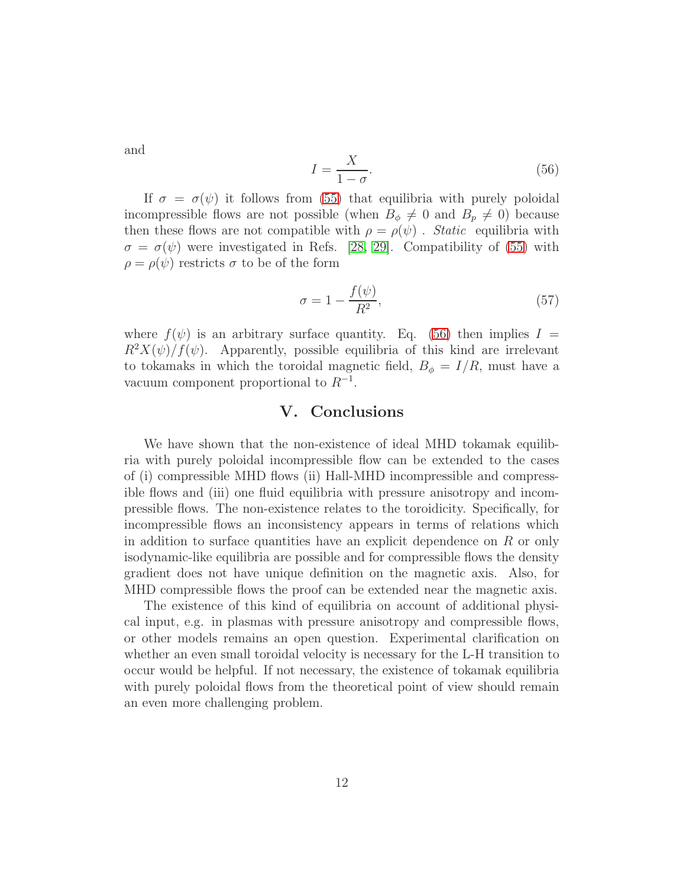and

$$I = \frac{X}{1-\sigma}. \tag{56}$$

If $\sigma = \sigma(\psi)$ it follows from (55) that equilibria with purely poloidal incompressible flows are not possible (when $B_\phi \neq 0$ and $B_p \neq 0$) because then these flows are not compatible with $\rho = \rho(\psi)$ . *Static* equilibria with $\sigma = \sigma(\psi)$ were investigated in Refs. [28, 29]. Compatibility of (55) with $\rho = \rho(\psi)$ restricts $\sigma$ to be of the form

$$\sigma = 1 - \frac{f(\psi)}{R^2}, \tag{57}$$

where $f(\psi)$ is an arbitrary surface quantity. Eq. (56) then implies $I = R^2 X(\psi)/f(\psi)$. Apparently, possible equilibria of this kind are irrelevant to tokamaks in which the toroidal magnetic field, $B_\phi = I/R$, must have a vacuum component proportional to $R^{-1}$.

## V. Conclusions

We have shown that the non-existence of ideal MHD tokamak equilibria with purely poloidal incompressible flow can be extended to the cases of (i) compressible MHD flows (ii) Hall-MHD incompressible and compressible flows and (iii) one fluid equilibria with pressure anisotropy and incompressible flows. The non-existence relates to the toroidicity. Specifically, for incompressible flows an inconsistency appears in terms of relations which in addition to surface quantities have an explicit dependence on $R$ or only isodynamic-like equilibria are possible and for compressible flows the density gradient does not have unique definition on the magnetic axis. Also, for MHD compressible flows the proof can be extended near the magnetic axis.

The existence of this kind of equilibria on account of additional physical input, e.g. in plasmas with pressure anisotropy and compressible flows, or other models remains an open question. Experimental clarification on whether an even small toroidal velocity is necessary for the L-H transition to occur would be helpful. If not necessary, the existence of tokamak equilibria with purely poloidal flows from the theoretical point of view should remain an even more challenging problem.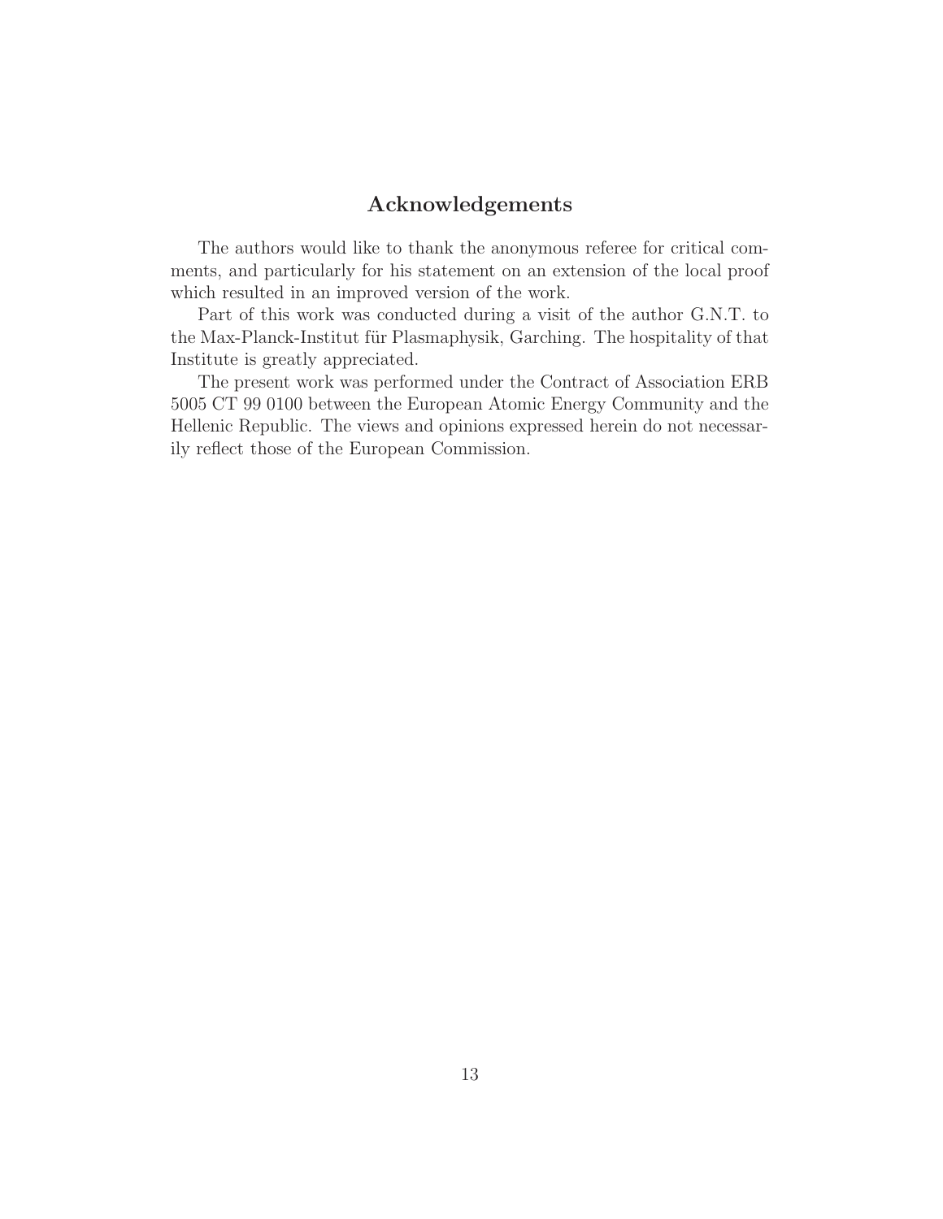## Acknowledgements

The authors would like to thank the anonymous referee for critical comments, and particularly for his statement on an extension of the local proof which resulted in an improved version of the work.

Part of this work was conducted during a visit of the author G.N.T. to the Max-Planck-Institut für Plasmaphysik, Garching. The hospitality of that Institute is greatly appreciated.

The present work was performed under the Contract of Association ERB 5005 CT 99 0100 between the European Atomic Energy Community and the Hellenic Republic. The views and opinions expressed herein do not necessarily reflect those of the European Commission.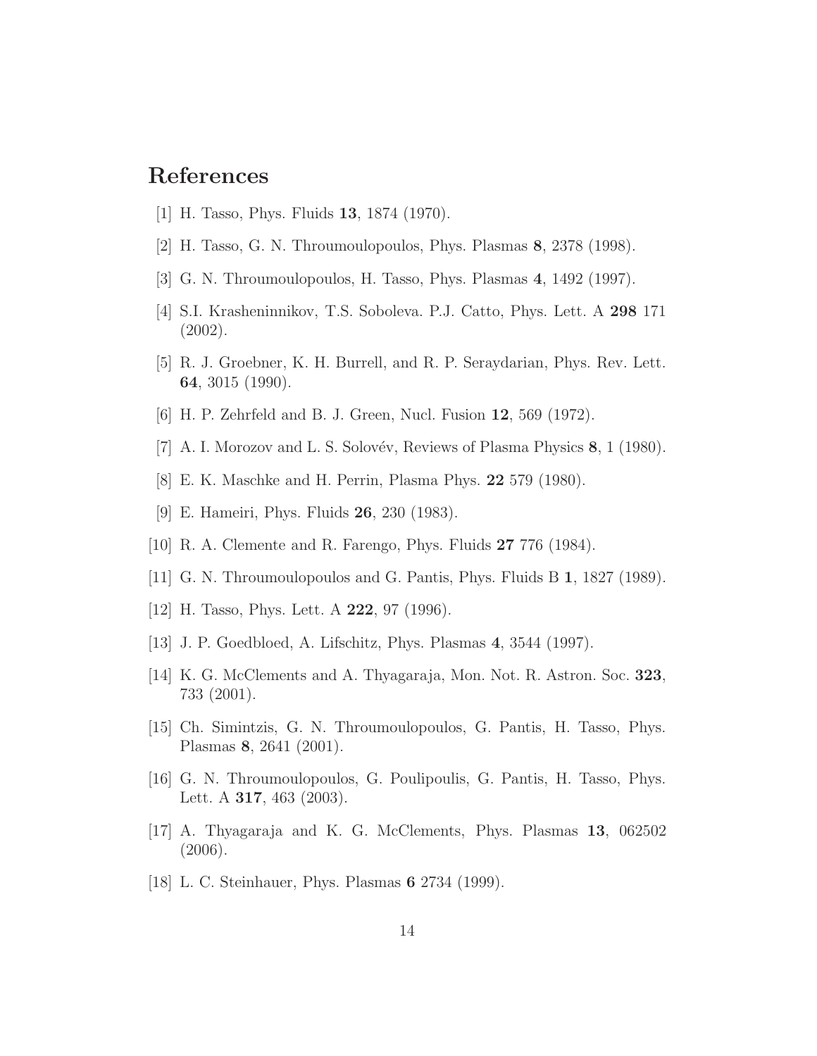# References

[1] H. Tasso, Phys. Fluids **13**, 1874 (1970).

[2] H. Tasso, G. N. Throumoulopoulos, Phys. Plasmas **8**, 2378 (1998).

[3] G. N. Throumoulopoulos, H. Tasso, Phys. Plasmas **4**, 1492 (1997).

[4] S.I. Krasheninnikov, T.S. Soboleva. P.J. Catto, Phys. Lett. A **298** 171 (2002).

[5] R. J. Groebner, K. H. Burrell, and R. P. Seraydarian, Phys. Rev. Lett. **64**, 3015 (1990).

[6] H. P. Zehrfeld and B. J. Green, Nucl. Fusion **12**, 569 (1972).

[7] A. I. Morozov and L. S. Solovév, Reviews of Plasma Physics **8**, 1 (1980).

[8] E. K. Maschke and H. Perrin, Plasma Phys. **22** 579 (1980).

[9] E. Hameiri, Phys. Fluids **26**, 230 (1983).

[10] R. A. Clemente and R. Farengo, Phys. Fluids **27** 776 (1984).

[11] G. N. Throumoulopoulos and G. Pantis, Phys. Fluids B **1**, 1827 (1989).

[12] H. Tasso, Phys. Lett. A **222**, 97 (1996).

[13] J. P. Goedbloed, A. Lifschitz, Phys. Plasmas **4**, 3544 (1997).

[14] K. G. McClements and A. Thyagaraja, Mon. Not. R. Astron. Soc. **323**, 733 (2001).

[15] Ch. Simintzis, G. N. Throumoulopoulos, G. Pantis, H. Tasso, Phys. Plasmas **8**, 2641 (2001).

[16] G. N. Throumoulopoulos, G. Poulipoulis, G. Pantis, H. Tasso, Phys. Lett. A **317**, 463 (2003).

[17] A. Thyagaraja and K. G. McClements, Phys. Plasmas **13**, 062502 (2006).

[18] L. C. Steinhauer, Phys. Plasmas **6** 2734 (1999).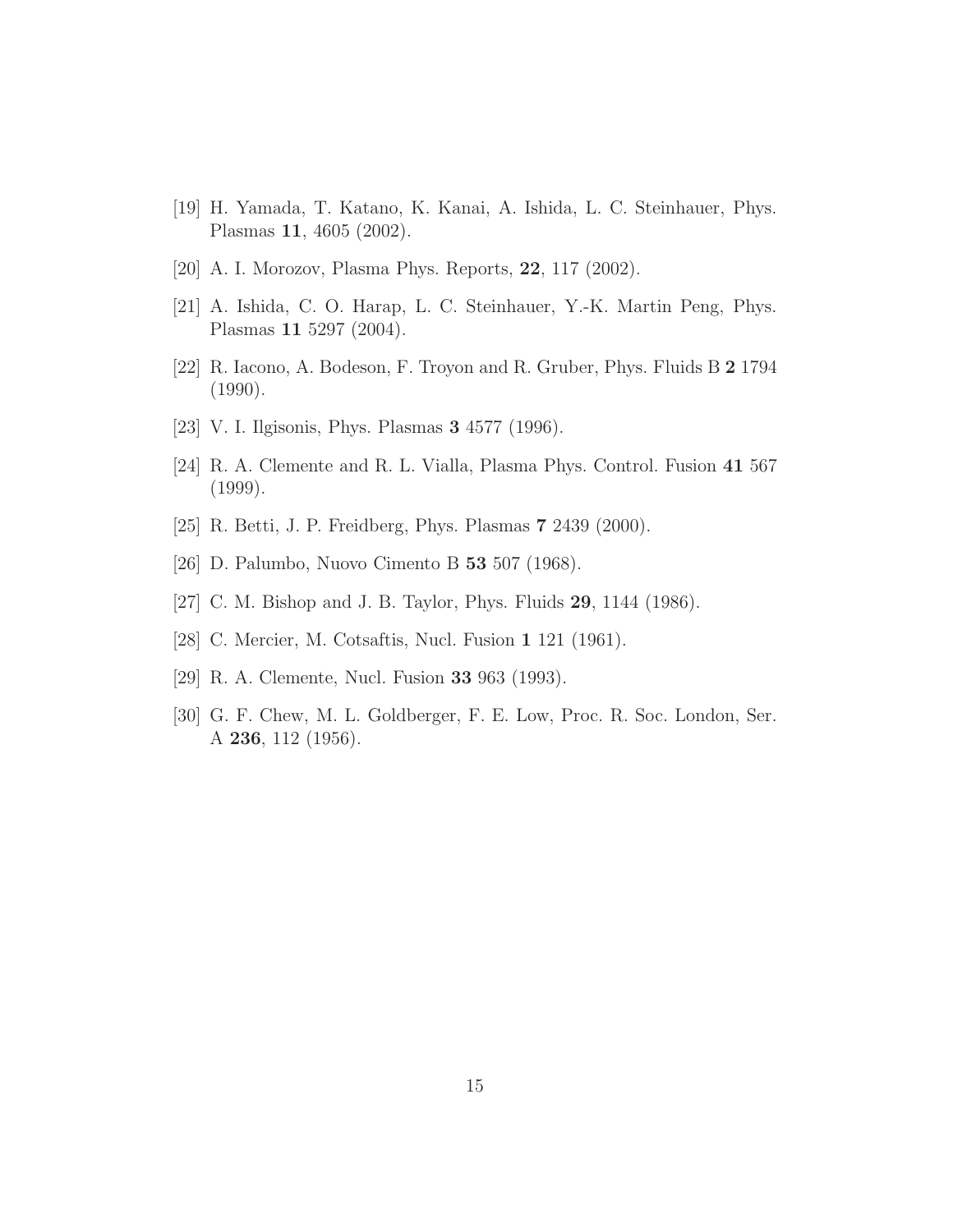[19] H. Yamada, T. Katano, K. Kanai, A. Ishida, L. C. Steinhauer, Phys. Plasmas **11**, 4605 (2002).

[20] A. I. Morozov, Plasma Phys. Reports, **22**, 117 (2002).

[21] A. Ishida, C. O. Harap, L. C. Steinhauer, Y.-K. Martin Peng, Phys. Plasmas **11** 5297 (2004).

[22] R. Iacono, A. Bodeson, F. Troyon and R. Gruber, Phys. Fluids B **2** 1794 (1990).

[23] V. I. Ilgisonis, Phys. Plasmas **3** 4577 (1996).

[24] R. A. Clemente and R. L. Vialla, Plasma Phys. Control. Fusion **41** 567 (1999).

[25] R. Betti, J. P. Freidberg, Phys. Plasmas **7** 2439 (2000).

[26] D. Palumbo, Nuovo Cimento B **53** 507 (1968).

[27] C. M. Bishop and J. B. Taylor, Phys. Fluids **29**, 1144 (1986).

[28] C. Mercier, M. Cotsaftis, Nucl. Fusion **1** 121 (1961).

[29] R. A. Clemente, Nucl. Fusion **33** 963 (1993).

[30] G. F. Chew, M. L. Goldberger, F. E. Low, Proc. R. Soc. London, Ser. A **236**, 112 (1956).